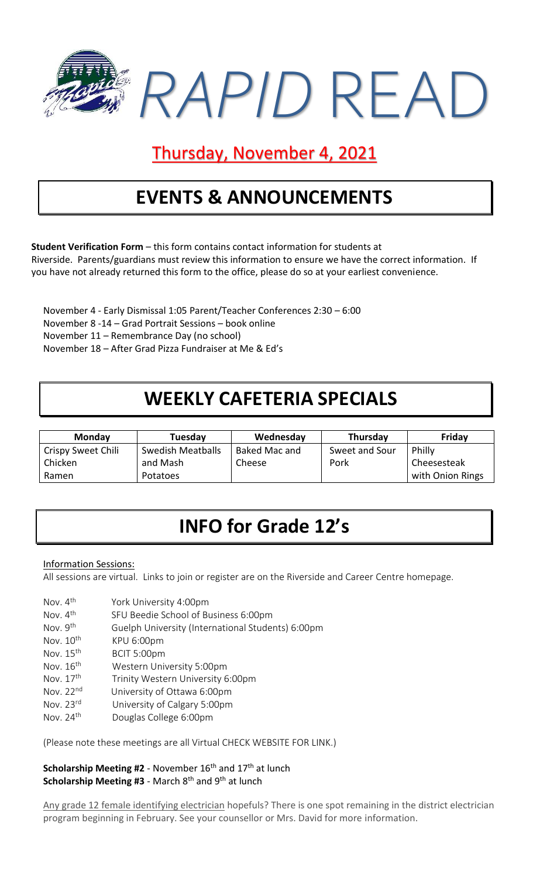# *RAPID* READ

## Thursday, November 4, 2021

## EVENTS & ANNOUNCEMENTS

**Student Verification Form** – this form contains contact information for students at Riverside. Parents/guardians must review this information to ensure we have the correct information. If you have not already returned this form to the office, please do so at your earliest convenience.

November 4 - Early Dismissal 1:05 Parent/Teacher Conferences 2:30 – 6:00
November 8 -14 – Grad Portrait Sessions – book online
November 11 – Remembrance Day (no school)
November 18 – After Grad Pizza Fundraiser at Me & Ed's

## WEEKLY CAFETERIA SPECIALS

| Monday | Tuesday | Wednesday | Thursday | Friday |
|---|---|---|---|---|
| Crispy Sweet Chili Chicken Ramen | Swedish Meatballs and Mash Potatoes | Baked Mac and Cheese | Sweet and Sour Pork | Philly Cheesesteak with Onion Rings |

## INFO for Grade 12's

Information Sessions:

All sessions are virtual. Links to join or register are on the Riverside and Career Centre homepage.

Nov. 4th York University 4:00pm
Nov. 4th SFU Beedie School of Business 6:00pm
Nov. 9th Guelph University (International Students) 6:00pm
Nov. 10th KPU 6:00pm
Nov. 15th BCIT 5:00pm
Nov. 16th Western University 5:00pm
Nov. 17th Trinity Western University 6:00pm
Nov. 22nd University of Ottawa 6:00pm
Nov. 23rd University of Calgary 5:00pm
Nov. 24th Douglas College 6:00pm

(Please note these meetings are all Virtual CHECK WEBSITE FOR LINK.)

**Scholarship Meeting #2** - November 16th and 17th at lunch
**Scholarship Meeting #3** - March 8th and 9th at lunch

Any grade 12 female identifying electrician hopefuls? There is one spot remaining in the district electrician program beginning in February. See your counsellor or Mrs. David for more information.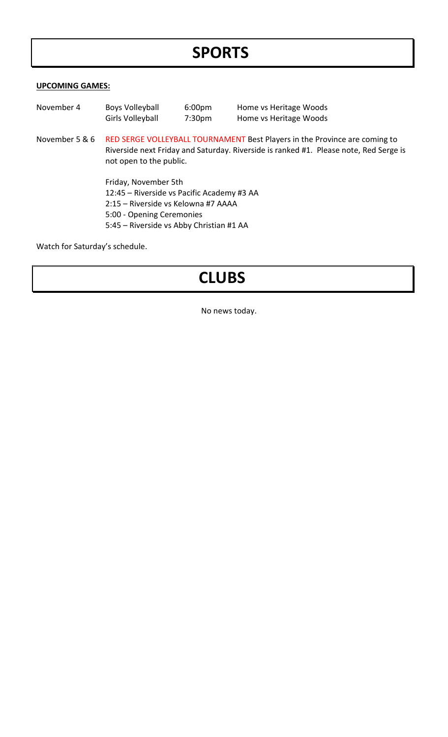# SPORTS

**UPCOMING GAMES:**

| | | | |
|---|---|---|---|
| November 4 | Boys Volleyball | 6:00pm | Home vs Heritage Woods |
| | Girls Volleyball | 7:30pm | Home vs Heritage Woods |

November 5 & 6 RED SERGE VOLLEYBALL TOURNAMENT Best Players in the Province are coming to Riverside next Friday and Saturday. Riverside is ranked #1. Please note, Red Serge is not open to the public.

Friday, November 5th
12:45 – Riverside vs Pacific Academy #3 AA
2:15 – Riverside vs Kelowna #7 AAAA
5:00 - Opening Ceremonies
5:45 – Riverside vs Abby Christian #1 AA

Watch for Saturday's schedule.

# CLUBS

No news today.